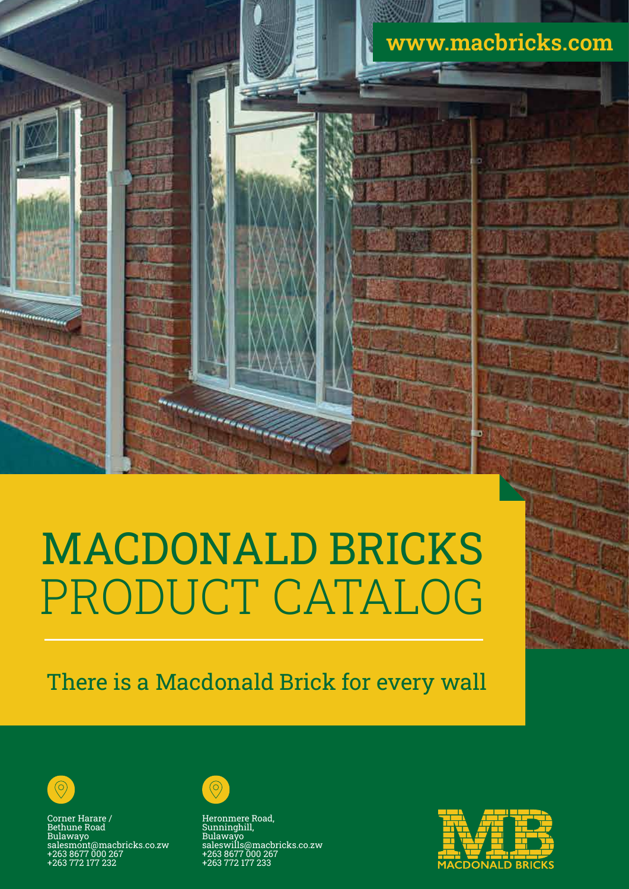www.macbricks.com

# MACDONALD BRICKS PRODUCT CATALOG

There is a Macdonald Brick for every wall

Corner Harare /
Bethune Road
Bulawayo
salesmont@macbricks.co.zw
+263 8677 000 267
+263 772 177 232

Heronmere Road,
Sunninghill,
Bulawayo
saleswills@macbricks.co.zw
+263 8677 000 267
+263 772 177 233

MACDONALD BRICKS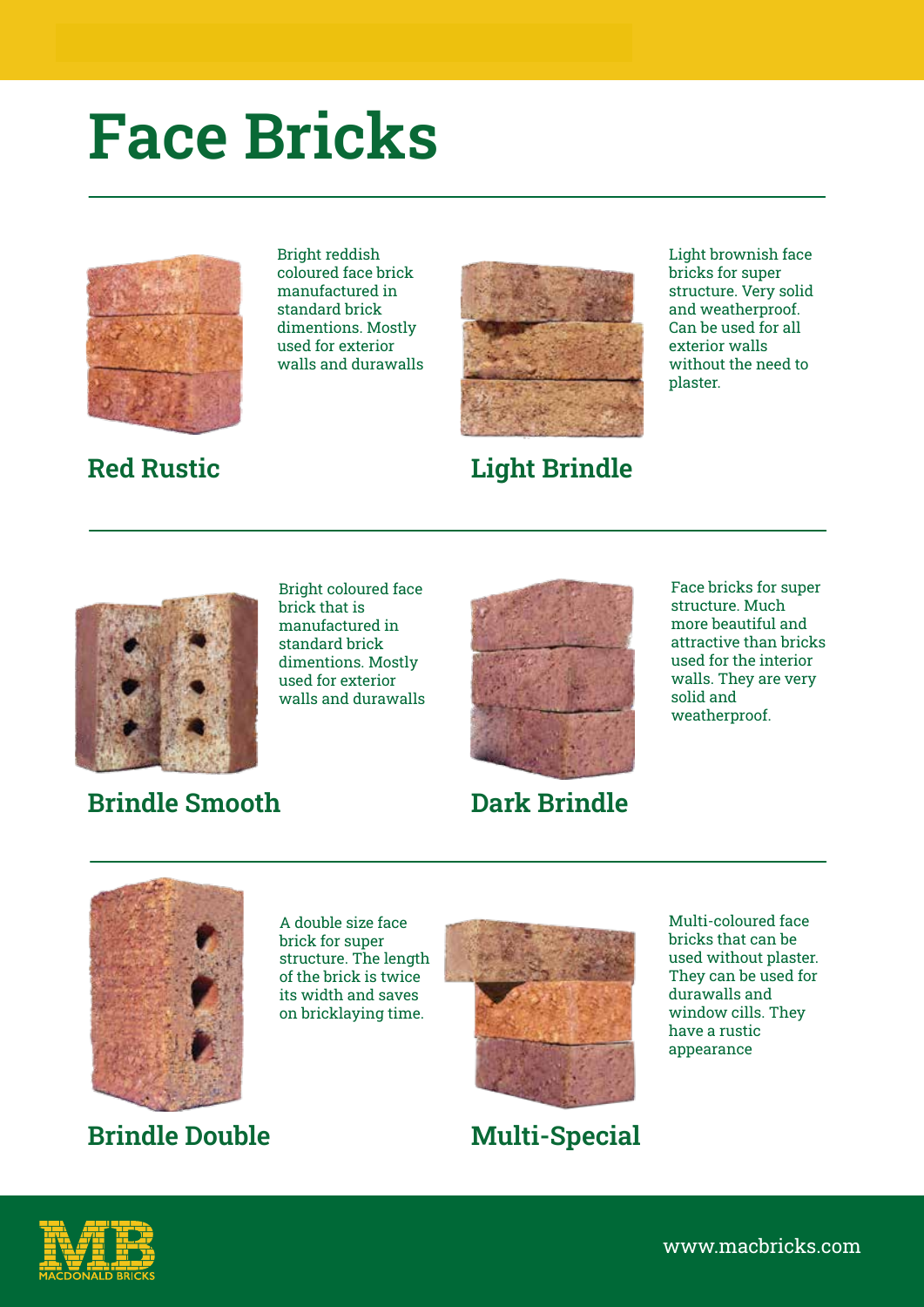# Face Bricks

## Red Rustic

Bright reddish coloured face brick manufactured in standard brick dimentions. Mostly used for exterior walls and durawalls

## Light Brindle

Light brownish face bricks for super structure. Very solid and weatherproof. Can be used for all exterior walls without the need to plaster.

## Brindle Smooth

Bright coloured face brick that is manufactured in standard brick dimentions. Mostly used for exterior walls and durawalls

## Dark Brindle

Face bricks for super structure. Much more beautiful and attractive than bricks used for the interior walls. They are very solid and weatherproof.

## Brindle Double

A double size face brick for super structure. The length of the brick is twice its width and saves on bricklaying time.

## Multi-Special

Multi-coloured face bricks that can be used without plaster. They can be used for durawalls and window cills. They have a rustic appearance

MACDONALD BRICKS

www.macbricks.com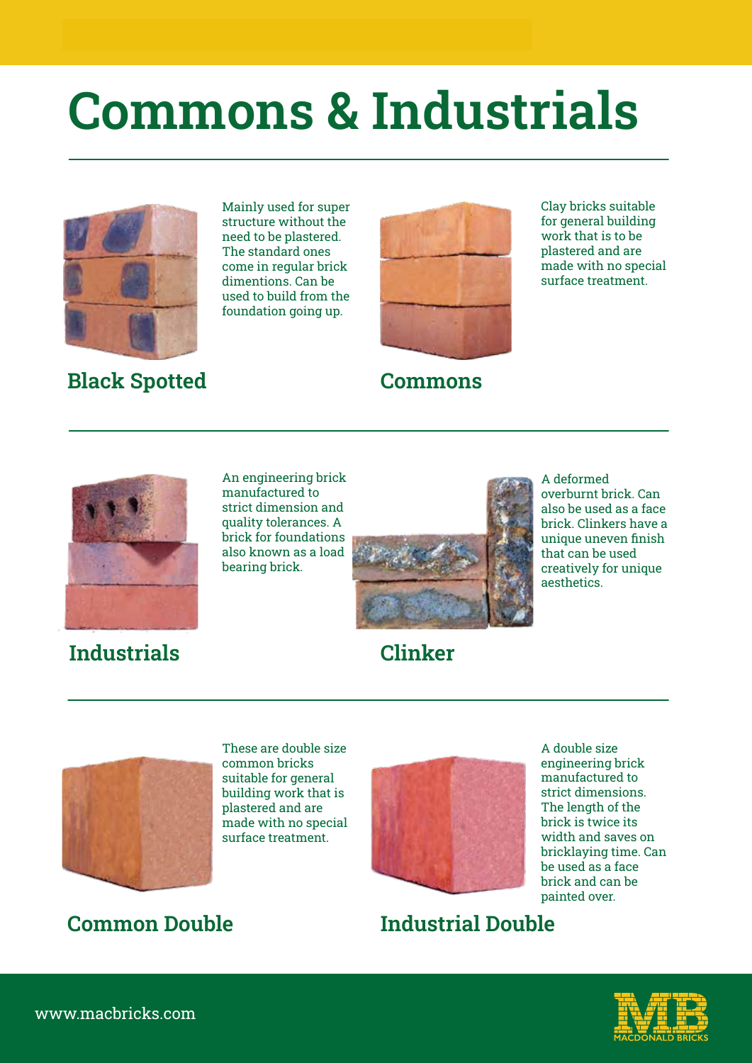# Commons & Industrials

## Black Spotted

Mainly used for super structure without the need to be plastered. The standard ones come in regular brick dimentions. Can be used to build from the foundation going up.

## Commons

Clay bricks suitable for general building work that is to be plastered and are made with no special surface treatment.

## Industrials

An engineering brick manufactured to strict dimension and quality tolerances. A brick for foundations also known as a load bearing brick.

## Clinker

A deformed overburnt brick. Can also be used as a face brick. Clinkers have a unique uneven finish that can be used creatively for unique aesthetics.

## Common Double

These are double size common bricks suitable for general building work that is plastered and are made with no special surface treatment.

## Industrial Double

A double size engineering brick manufactured to strict dimensions. The length of the brick is twice its width and saves on bricklaying time. Can be used as a face brick and can be painted over.

www.macbricks.com

MACDONALD BRICKS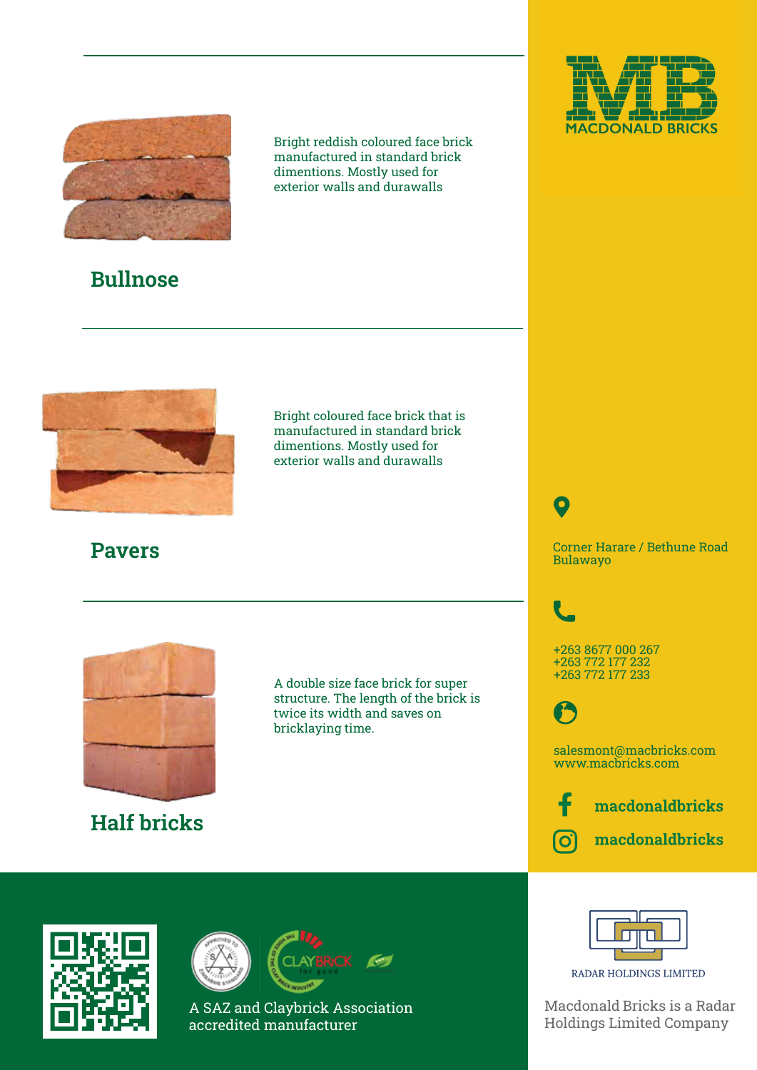Bright reddish coloured face brick manufactured in standard brick dimentions. Mostly used for exterior walls and durawalls

## Bullnose

Bright coloured face brick that is manufactured in standard brick dimentions. Mostly used for exterior walls and durawalls

## Pavers

A double size face brick for super structure. The length of the brick is twice its width and saves on bricklaying time.

## Half bricks

MACDONALD BRICKS

Corner Harare / Bethune Road
Bulawayo

+263 8677 000 267
+263 772 177 232
+263 772 177 233

salesmont@macbricks.com
www.macbricks.com

**macdonaldbricks**

**macdonaldbricks**

A SAZ and Claybrick Association accredited manufacturer

RADAR HOLDINGS LIMITED

Macdonald Bricks is a Radar Holdings Limited Company